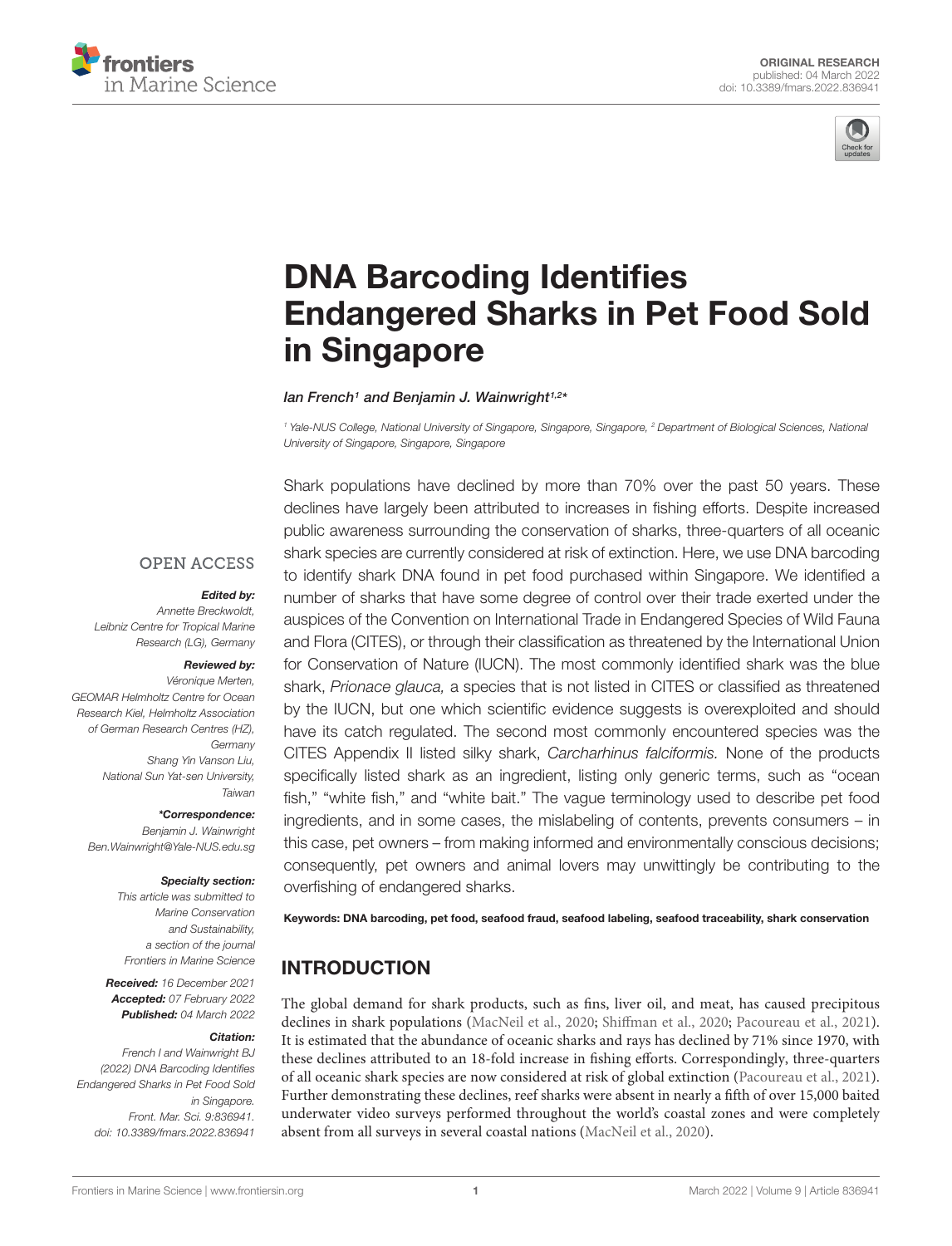ORIGINAL RESEARCH
published: 04 March 2022
doi: 10.3389/fmars.2022.836941

# DNA Barcoding Identifies Endangered Sharks in Pet Food Sold in Singapore

*Ian French[1] and Benjamin J. Wainwright[1,2]\**

[1] Yale-NUS College, National University of Singapore, Singapore, Singapore, [2] Department of Biological Sciences, National University of Singapore, Singapore, Singapore

Shark populations have declined by more than 70% over the past 50 years. These declines have largely been attributed to increases in fishing efforts. Despite increased public awareness surrounding the conservation of sharks, three-quarters of all oceanic shark species are currently considered at risk of extinction. Here, we use DNA barcoding to identify shark DNA found in pet food purchased within Singapore. We identified a number of sharks that have some degree of control over their trade exerted under the auspices of the Convention on International Trade in Endangered Species of Wild Fauna and Flora (CITES), or through their classification as threatened by the International Union for Conservation of Nature (IUCN). The most commonly identified shark was the blue shark, *Prionace glauca,* a species that is not listed in CITES or classified as threatened by the IUCN, but one which scientific evidence suggests is overexploited and should have its catch regulated. The second most commonly encountered species was the CITES Appendix II listed silky shark, *Carcharhinus falciformis.* None of the products specifically listed shark as an ingredient, listing only generic terms, such as "ocean fish," "white fish," and "white bait." The vague terminology used to describe pet food ingredients, and in some cases, the mislabeling of contents, prevents consumers – in this case, pet owners – from making informed and environmentally conscious decisions; consequently, pet owners and animal lovers may unwittingly be contributing to the overfishing of endangered sharks.

**Keywords: DNA barcoding, pet food, seafood fraud, seafood labeling, seafood traceability, shark conservation**

OPEN ACCESS

***Edited by:***
Annette Breckwoldt,
Leibniz Centre for Tropical Marine Research (LG), Germany

***Reviewed by:***
Véronique Merten,
GEOMAR Helmholtz Centre for Ocean Research Kiel, Helmholtz Association of German Research Centres (HZ), Germany
Shang Yin Vanson Liu,
National Sun Yat-sen University, Taiwan

***\*Correspondence:***
Benjamin J. Wainwright
Ben.Wainwright@Yale-NUS.edu.sg

***Specialty section:***
This article was submitted to Marine Conservation and Sustainability, a section of the journal Frontiers in Marine Science

***Received:*** 16 December 2021
***Accepted:*** 07 February 2022
***Published:*** 04 March 2022

***Citation:***
French I and Wainwright BJ (2022) DNA Barcoding Identifies Endangered Sharks in Pet Food Sold in Singapore. Front. Mar. Sci. 9:836941. doi: 10.3389/fmars.2022.836941

## INTRODUCTION

The global demand for shark products, such as fins, liver oil, and meat, has caused precipitous declines in shark populations (MacNeil et al., 2020; Shiffman et al., 2020; Pacoureau et al., 2021). It is estimated that the abundance of oceanic sharks and rays has declined by 71% since 1970, with these declines attributed to an 18-fold increase in fishing efforts. Correspondingly, three-quarters of all oceanic shark species are now considered at risk of global extinction (Pacoureau et al., 2021). Further demonstrating these declines, reef sharks were absent in nearly a fifth of over 15,000 baited underwater video surveys performed throughout the world's coastal zones and were completely absent from all surveys in several coastal nations (MacNeil et al., 2020).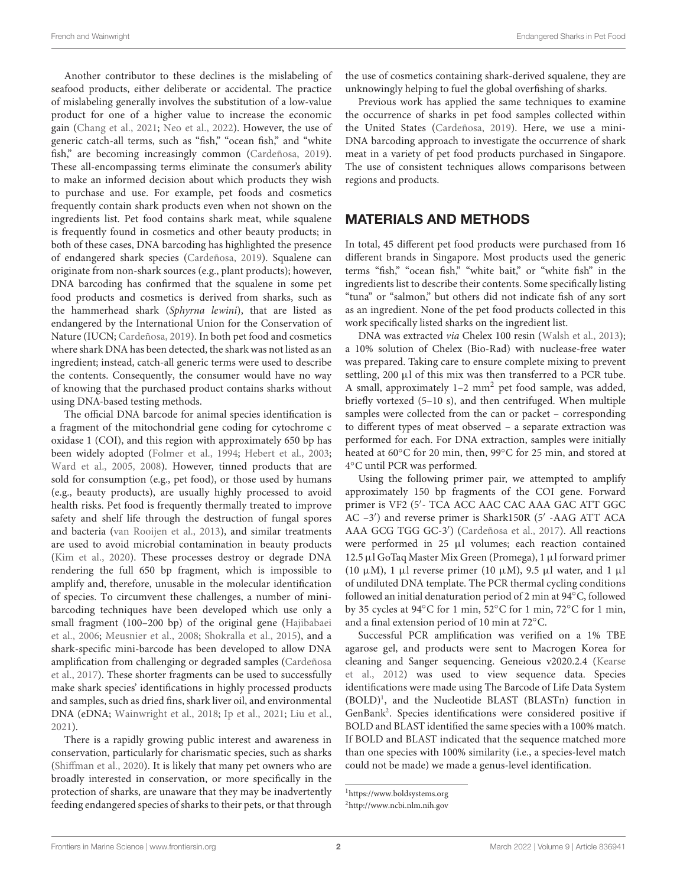Another contributor to these declines is the mislabeling of seafood products, either deliberate or accidental. The practice of mislabeling generally involves the substitution of a low-value product for one of a higher value to increase the economic gain (Chang et al., 2021; Neo et al., 2022). However, the use of generic catch-all terms, such as "fish," "ocean fish," and "white fish," are becoming increasingly common (Cardeñosa, 2019). These all-encompassing terms eliminate the consumer's ability to make an informed decision about which products they wish to purchase and use. For example, pet foods and cosmetics frequently contain shark products even when not shown on the ingredients list. Pet food contains shark meat, while squalene is frequently found in cosmetics and other beauty products; in both of these cases, DNA barcoding has highlighted the presence of endangered shark species (Cardeñosa, 2019). Squalene can originate from non-shark sources (e.g., plant products); however, DNA barcoding has confirmed that the squalene in some pet food products and cosmetics is derived from sharks, such as the hammerhead shark (*Sphyrna lewini*), that are listed as endangered by the International Union for the Conservation of Nature (IUCN; Cardeñosa, 2019). In both pet food and cosmetics where shark DNA has been detected, the shark was not listed as an ingredient; instead, catch-all generic terms were used to describe the contents. Consequently, the consumer would have no way of knowing that the purchased product contains sharks without using DNA-based testing methods.

The official DNA barcode for animal species identification is a fragment of the mitochondrial gene coding for cytochrome c oxidase 1 (COI), and this region with approximately 650 bp has been widely adopted (Folmer et al., 1994; Hebert et al., 2003; Ward et al., 2005, 2008). However, tinned products that are sold for consumption (e.g., pet food), or those used by humans (e.g., beauty products), are usually highly processed to avoid health risks. Pet food is frequently thermally treated to improve safety and shelf life through the destruction of fungal spores and bacteria (van Rooijen et al., 2013), and similar treatments are used to avoid microbial contamination in beauty products (Kim et al., 2020). These processes destroy or degrade DNA rendering the full 650 bp fragment, which is impossible to amplify and, therefore, unusable in the molecular identification of species. To circumvent these challenges, a number of mini-barcoding techniques have been developed which use only a small fragment (100–200 bp) of the original gene (Hajibabaei et al., 2006; Meusnier et al., 2008; Shokralla et al., 2015), and a shark-specific mini-barcode has been developed to allow DNA amplification from challenging or degraded samples (Cardeñosa et al., 2017). These shorter fragments can be used to successfully make shark species' identifications in highly processed products and samples, such as dried fins, shark liver oil, and environmental DNA (eDNA; Wainwright et al., 2018; Ip et al., 2021; Liu et al., 2021).

There is a rapidly growing public interest and awareness in conservation, particularly for charismatic species, such as sharks (Shiffman et al., 2020). It is likely that many pet owners who are broadly interested in conservation, or more specifically in the protection of sharks, are unaware that they may be inadvertently feeding endangered species of sharks to their pets, or that through the use of cosmetics containing shark-derived squalene, they are unknowingly helping to fuel the global overfishing of sharks.

Previous work has applied the same techniques to examine the occurrence of sharks in pet food samples collected within the United States (Cardeñosa, 2019). Here, we use a mini-DNA barcoding approach to investigate the occurrence of shark meat in a variety of pet food products purchased in Singapore. The use of consistent techniques allows comparisons between regions and products.

## MATERIALS AND METHODS

In total, 45 different pet food products were purchased from 16 different brands in Singapore. Most products used the generic terms "fish," "ocean fish," "white bait," or "white fish" in the ingredients list to describe their contents. Some specifically listing "tuna" or "salmon," but others did not indicate fish of any sort as an ingredient. None of the pet food products collected in this work specifically listed sharks on the ingredient list.

DNA was extracted *via* Chelex 100 resin (Walsh et al., 2013); a 10% solution of Chelex (Bio-Rad) with nuclease-free water was prepared. Taking care to ensure complete mixing to prevent settling, 200 μl of this mix was then transferred to a PCR tube. A small, approximately 1–2 $mm^2$ pet food sample, was added, briefly vortexed (5–10 s), and then centrifuged. When multiple samples were collected from the can or packet – corresponding to different types of meat observed – a separate extraction was performed for each. For DNA extraction, samples were initially heated at 60°C for 20 min, then, 99°C for 25 min, and stored at 4°C until PCR was performed.

Using the following primer pair, we attempted to amplify approximately 150 bp fragments of the COI gene. Forward primer is VF2 (5′- TCA ACC AAC CAC AAA GAC ATT GGC AC –3′) and reverse primer is Shark150R (5′ -AAG ATT ACA AAA GCG TGG GC-3′) (Cardeñosa et al., 2017). All reactions were performed in 25 μl volumes; each reaction contained 12.5 μl GoTaq Master Mix Green (Promega), 1 μl forward primer (10 μM), 1 μl reverse primer (10 μM), 9.5 μl water, and 1 μl of undiluted DNA template. The PCR thermal cycling conditions followed an initial denaturation period of 2 min at 94°C, followed by 35 cycles at 94°C for 1 min, 52°C for 1 min, 72°C for 1 min, and a final extension period of 10 min at 72°C.

Successful PCR amplification was verified on a 1% TBE agarose gel, and products were sent to Macrogen Korea for cleaning and Sanger sequencing. Geneious v2020.2.4 (Kearse et al., 2012) was used to view sequence data. Species identifications were made using The Barcode of Life Data System (BOLD)[1], and the Nucleotide BLAST (BLASTn) function in GenBank[2]. Species identifications were considered positive if BOLD and BLAST identified the same species with a 100% match. If BOLD and BLAST indicated that the sequence matched more than one species with 100% similarity (i.e., a species-level match could not be made) we made a genus-level identification.

[1] https://www.boldsystems.org
[2] http://www.ncbi.nlm.nih.gov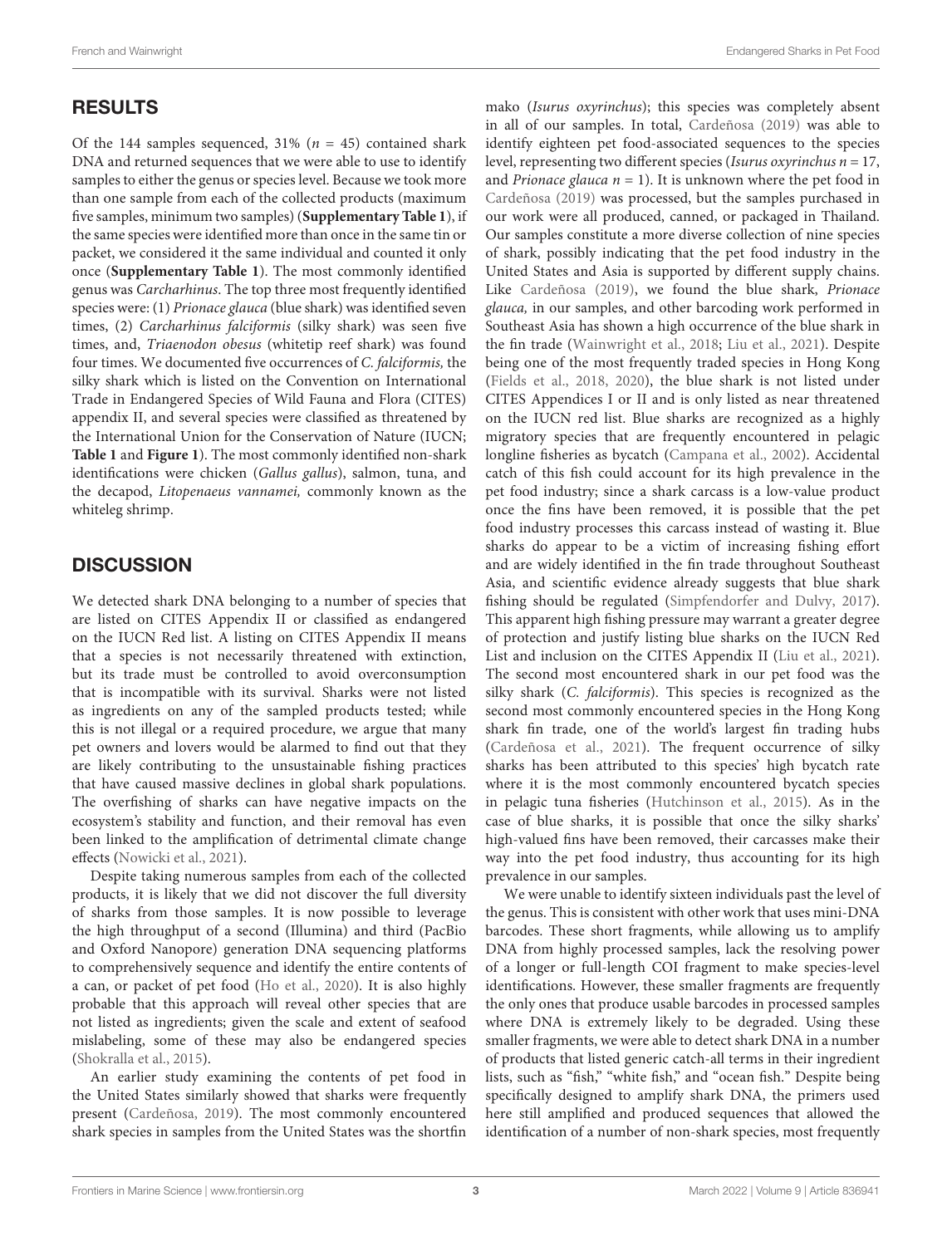## RESULTS

Of the 144 samples sequenced, 31% ($n$ = 45) contained shark DNA and returned sequences that we were able to use to identify samples to either the genus or species level. Because we took more than one sample from each of the collected products (maximum five samples, minimum two samples) (**Supplementary Table 1**), if the same species were identified more than once in the same tin or packet, we considered it the same individual and counted it only once (**Supplementary Table 1**). The most commonly identified genus was *Carcharhinus*. The top three most frequently identified species were: (1) *Prionace glauca* (blue shark) was identified seven times, (2) *Carcharhinus falciformis* (silky shark) was seen five times, and, *Triaenodon obesus* (whitetip reef shark) was found four times. We documented five occurrences of *C. falciformis,* the silky shark which is listed on the Convention on International Trade in Endangered Species of Wild Fauna and Flora (CITES) appendix II, and several species were classified as threatened by the International Union for the Conservation of Nature (IUCN; **Table 1** and **Figure 1**). The most commonly identified non-shark identifications were chicken (*Gallus gallus*), salmon, tuna, and the decapod, *Litopenaeus vannamei,* commonly known as the whiteleg shrimp.

## DISCUSSION

We detected shark DNA belonging to a number of species that are listed on CITES Appendix II or classified as endangered on the IUCN Red list. A listing on CITES Appendix II means that a species is not necessarily threatened with extinction, but its trade must be controlled to avoid overconsumption that is incompatible with its survival. Sharks were not listed as ingredients on any of the sampled products tested; while this is not illegal or a required procedure, we argue that many pet owners and lovers would be alarmed to find out that they are likely contributing to the unsustainable fishing practices that have caused massive declines in global shark populations. The overfishing of sharks can have negative impacts on the ecosystem's stability and function, and their removal has even been linked to the amplification of detrimental climate change effects (Nowicki et al., 2021).

Despite taking numerous samples from each of the collected products, it is likely that we did not discover the full diversity of sharks from those samples. It is now possible to leverage the high throughput of a second (Illumina) and third (PacBio and Oxford Nanopore) generation DNA sequencing platforms to comprehensively sequence and identify the entire contents of a can, or packet of pet food (Ho et al., 2020). It is also highly probable that this approach will reveal other species that are not listed as ingredients; given the scale and extent of seafood mislabeling, some of these may also be endangered species (Shokralla et al., 2015).

An earlier study examining the contents of pet food in the United States similarly showed that sharks were frequently present (Cardeñosa, 2019). The most commonly encountered shark species in samples from the United States was the shortfin mako (*Isurus oxyrinchus*); this species was completely absent in all of our samples. In total, Cardeñosa (2019) was able to identify eighteen pet food-associated sequences to the species level, representing two different species (*Isurus oxyrinchus* $n$ = 17, and *Prionace glauca* $n$ = 1). It is unknown where the pet food in Cardeñosa (2019) was processed, but the samples purchased in our work were all produced, canned, or packaged in Thailand. Our samples constitute a more diverse collection of nine species of shark, possibly indicating that the pet food industry in the United States and Asia is supported by different supply chains. Like Cardeñosa (2019), we found the blue shark, *Prionace glauca,* in our samples, and other barcoding work performed in Southeast Asia has shown a high occurrence of the blue shark in the fin trade (Wainwright et al., 2018; Liu et al., 2021). Despite being one of the most frequently traded species in Hong Kong (Fields et al., 2018, 2020), the blue shark is not listed under CITES Appendices I or II and is only listed as near threatened on the IUCN red list. Blue sharks are recognized as a highly migratory species that are frequently encountered in pelagic longline fisheries as bycatch (Campana et al., 2002). Accidental catch of this fish could account for its high prevalence in the pet food industry; since a shark carcass is a low-value product once the fins have been removed, it is possible that the pet food industry processes this carcass instead of wasting it. Blue sharks do appear to be a victim of increasing fishing effort and are widely identified in the fin trade throughout Southeast Asia, and scientific evidence already suggests that blue shark fishing should be regulated (Simpfendorfer and Dulvy, 2017). This apparent high fishing pressure may warrant a greater degree of protection and justify listing blue sharks on the IUCN Red List and inclusion on the CITES Appendix II (Liu et al., 2021). The second most encountered shark in our pet food was the silky shark (*C. falciformis*). This species is recognized as the second most commonly encountered species in the Hong Kong shark fin trade, one of the world's largest fin trading hubs (Cardeñosa et al., 2021). The frequent occurrence of silky sharks has been attributed to this species' high bycatch rate where it is the most commonly encountered bycatch species in pelagic tuna fisheries (Hutchinson et al., 2015). As in the case of blue sharks, it is possible that once the silky sharks' high-valued fins have been removed, their carcasses make their way into the pet food industry, thus accounting for its high prevalence in our samples.

We were unable to identify sixteen individuals past the level of the genus. This is consistent with other work that uses mini-DNA barcodes. These short fragments, while allowing us to amplify DNA from highly processed samples, lack the resolving power of a longer or full-length COI fragment to make species-level identifications. However, these smaller fragments are frequently the only ones that produce usable barcodes in processed samples where DNA is extremely likely to be degraded. Using these smaller fragments, we were able to detect shark DNA in a number of products that listed generic catch-all terms in their ingredient lists, such as "fish," "white fish," and "ocean fish." Despite being specifically designed to amplify shark DNA, the primers used here still amplified and produced sequences that allowed the identification of a number of non-shark species, most frequently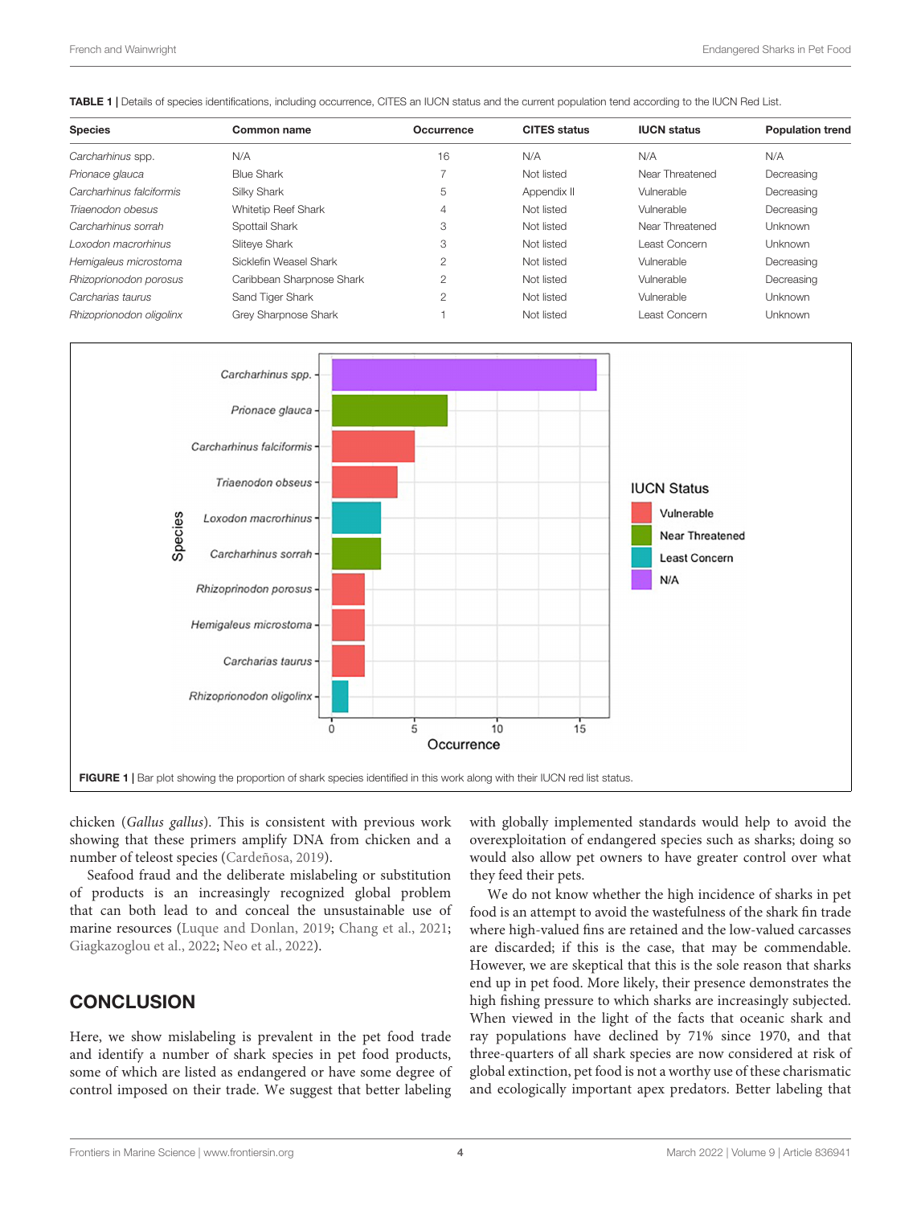**TABLE 1 |** Details of species identifications, including occurrence, CITES an IUCN status and the current population tend according to the IUCN Red List.

| Species | Common name | Occurrence | CITES status | IUCN status | Population trend |
|---|---|---|---|---|---|
| *Carcharhinus* spp. | N/A | 16 | N/A | N/A | N/A |
| *Prionace glauca* | Blue Shark | 7 | Not listed | Near Threatened | Decreasing |
| *Carcharhinus falciformis* | Silky Shark | 5 | Appendix II | Vulnerable | Decreasing |
| *Triaenodon obesus* | Whitetip Reef Shark | 4 | Not listed | Vulnerable | Decreasing |
| *Carcharhinus sorrah* | Spottail Shark | 3 | Not listed | Near Threatened | Unknown |
| *Loxodon macrorhinus* | Sliteye Shark | 3 | Not listed | Least Concern | Unknown |
| *Hemigaleus microstoma* | Sicklefin Weasel Shark | 2 | Not listed | Vulnerable | Decreasing |
| *Rhizoprionodon porosus* | Caribbean Sharpnose Shark | 2 | Not listed | Vulnerable | Decreasing |
| *Carcharias taurus* | Sand Tiger Shark | 2 | Not listed | Vulnerable | Unknown |
| *Rhizoprionodon oligolinx* | Grey Sharpnose Shark | 1 | Not listed | Least Concern | Unknown |

**FIGURE 1 |** Bar plot showing the proportion of shark species identified in this work along with their IUCN red list status.

chicken (*Gallus gallus*). This is consistent with previous work showing that these primers amplify DNA from chicken and a number of teleost species (Cardeñosa, 2019).

Seafood fraud and the deliberate mislabeling or substitution of products is an increasingly recognized global problem that can both lead to and conceal the unsustainable use of marine resources (Luque and Donlan, 2019; Chang et al., 2021; Giagkazoglou et al., 2022; Neo et al., 2022).

## CONCLUSION

Here, we show mislabeling is prevalent in the pet food trade and identify a number of shark species in pet food products, some of which are listed as endangered or have some degree of control imposed on their trade. We suggest that better labeling with globally implemented standards would help to avoid the overexploitation of endangered species such as sharks; doing so would also allow pet owners to have greater control over what they feed their pets.

We do not know whether the high incidence of sharks in pet food is an attempt to avoid the wastefulness of the shark fin trade where high-valued fins are retained and the low-valued carcasses are discarded; if this is the case, that may be commendable. However, we are skeptical that this is the sole reason that sharks end up in pet food. More likely, their presence demonstrates the high fishing pressure to which sharks are increasingly subjected. When viewed in the light of the facts that oceanic shark and ray populations have declined by 71% since 1970, and that three-quarters of all shark species are now considered at risk of global extinction, pet food is not a worthy use of these charismatic and ecologically important apex predators. Better labeling that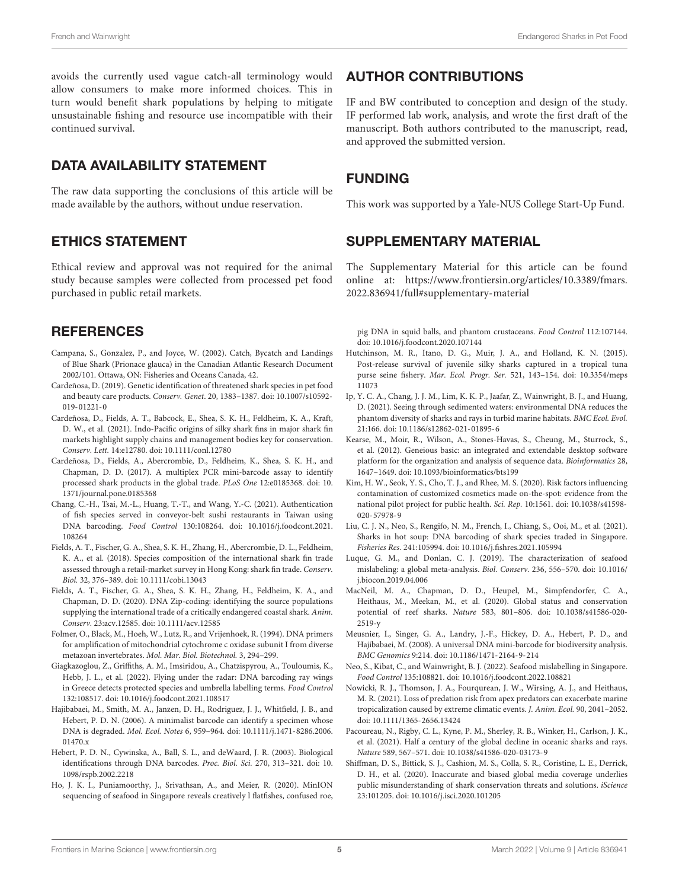avoids the currently used vague catch-all terminology would allow consumers to make more informed choices. This in turn would benefit shark populations by helping to mitigate unsustainable fishing and resource use incompatible with their continued survival.

## DATA AVAILABILITY STATEMENT

The raw data supporting the conclusions of this article will be made available by the authors, without undue reservation.

## ETHICS STATEMENT

Ethical review and approval was not required for the animal study because samples were collected from processed pet food purchased in public retail markets.

## AUTHOR CONTRIBUTIONS

IF and BW contributed to conception and design of the study. IF performed lab work, analysis, and wrote the first draft of the manuscript. Both authors contributed to the manuscript, read, and approved the submitted version.

## FUNDING

This work was supported by a Yale-NUS College Start-Up Fund.

## SUPPLEMENTARY MATERIAL

The Supplementary Material for this article can be found online at: https://www.frontiersin.org/articles/10.3389/fmars.2022.836941/full#supplementary-material

## REFERENCES

Campana, S., Gonzalez, P., and Joyce, W. (2002). Catch, Bycatch and Landings of Blue Shark (Prionace glauca) in the Canadian Atlantic Research Document 2002/101. Ottawa, ON: Fisheries and Oceans Canada, 42.

Cardeñosa, D. (2019). Genetic identification of threatened shark species in pet food and beauty care products. *Conserv. Genet*. 20, 1383–1387. doi: 10.1007/s10592-019-01221-0

Cardeñosa, D., Fields, A. T., Babcock, E., Shea, S. K. H., Feldheim, K. A., Kraft, D. W., et al. (2021). Indo-Pacific origins of silky shark fins in major shark fin markets highlight supply chains and management bodies key for conservation. *Conserv. Lett.* 14:e12780. doi: 10.1111/conl.12780

Cardeñosa, D., Fields, A., Abercrombie, D., Feldheim, K., Shea, S. K. H., and Chapman, D. D. (2017). A multiplex PCR mini-barcode assay to identify processed shark products in the global trade. *PLoS One* 12:e0185368. doi: 10.1371/journal.pone.0185368

Chang, C.-H., Tsai, M.-L., Huang, T.-T., and Wang, Y.-C. (2021). Authentication of fish species served in conveyor-belt sushi restaurants in Taiwan using DNA barcoding. *Food Control* 130:108264. doi: 10.1016/j.foodcont.2021.108264

Fields, A. T., Fischer, G. A., Shea, S. K. H., Zhang, H., Abercrombie, D. L., Feldheim, K. A., et al. (2018). Species composition of the international shark fin trade assessed through a retail-market survey in Hong Kong: shark fin trade. *Conserv. Biol.* 32, 376–389. doi: 10.1111/cobi.13043

Fields, A. T., Fischer, G. A., Shea, S. K. H., Zhang, H., Feldheim, K. A., and Chapman, D. D. (2020). DNA Zip-coding: identifying the source populations supplying the international trade of a critically endangered coastal shark. *Anim. Conserv.* 23:acv.12585. doi: 10.1111/acv.12585

Folmer, O., Black, M., Hoeh, W., Lutz, R., and Vrijenhoek, R. (1994). DNA primers for amplification of mitochondrial cytochrome c oxidase subunit I from diverse metazoan invertebrates. *Mol. Mar. Biol. Biotechnol.* 3, 294–299.

Giagkazoglou, Z., Griffiths, A. M., Imsiridou, A., Chatzispyrou, A., Touloumis, K., Hebb, J. L., et al. (2022). Flying under the radar: DNA barcoding ray wings in Greece detects protected species and umbrella labelling terms. *Food Control* 132:108517. doi: 10.1016/j.foodcont.2021.108517

Hajibabaei, M., Smith, M. A., Janzen, D. H., Rodriguez, J. J., Whitfield, J. B., and Hebert, P. D. N. (2006). A minimalist barcode can identify a specimen whose DNA is degraded. *Mol. Ecol. Notes* 6, 959–964. doi: 10.1111/j.1471-8286.2006.01470.x

Hebert, P. D. N., Cywinska, A., Ball, S. L., and deWaard, J. R. (2003). Biological identifications through DNA barcodes. *Proc. Biol. Sci.* 270, 313–321. doi: 10.1098/rspb.2002.2218

Ho, J. K. I., Puniamoorthy, J., Srivathsan, A., and Meier, R. (2020). MinION sequencing of seafood in Singapore reveals creatively l flatfishes, confused roe, pig DNA in squid balls, and phantom crustaceans. *Food Control* 112:107144. doi: 10.1016/j.foodcont.2020.107144

Hutchinson, M. R., Itano, D. G., Muir, J. A., and Holland, K. N. (2015). Post-release survival of juvenile silky sharks captured in a tropical tuna purse seine fishery. *Mar. Ecol. Progr. Ser.* 521, 143–154. doi: 10.3354/meps11073

Ip, Y. C. A., Chang, J. J. M., Lim, K. K. P., Jaafar, Z., Wainwright, B. J., and Huang, D. (2021). Seeing through sedimented waters: environmental DNA reduces the phantom diversity of sharks and rays in turbid marine habitats. *BMC Ecol. Evol.* 21:166. doi: 10.1186/s12862-021-01895-6

Kearse, M., Moir, R., Wilson, A., Stones-Havas, S., Cheung, M., Sturrock, S., et al. (2012). Geneious basic: an integrated and extendable desktop software platform for the organization and analysis of sequence data. *Bioinformatics* 28, 1647–1649. doi: 10.1093/bioinformatics/bts199

Kim, H. W., Seok, Y. S., Cho, T. J., and Rhee, M. S. (2020). Risk factors influencing contamination of customized cosmetics made on-the-spot: evidence from the national pilot project for public health. *Sci. Rep.* 10:1561. doi: 10.1038/s41598-020-57978-9

Liu, C. J. N., Neo, S., Rengifo, N. M., French, I., Chiang, S., Ooi, M., et al. (2021). Sharks in hot soup: DNA barcoding of shark species traded in Singapore. *Fisheries Res.* 241:105994. doi: 10.1016/j.fishres.2021.105994

Luque, G. M., and Donlan, C. J. (2019). The characterization of seafood mislabeling: a global meta-analysis. *Biol. Conserv.* 236, 556–570. doi: 10.1016/j.biocon.2019.04.006

MacNeil, M. A., Chapman, D. D., Heupel, M., Simpfendorfer, C. A., Heithaus, M., Meekan, M., et al. (2020). Global status and conservation potential of reef sharks. *Nature* 583, 801–806. doi: 10.1038/s41586-020-2519-y

Meusnier, I., Singer, G. A., Landry, J.-F., Hickey, D. A., Hebert, P. D., and Hajibabaei, M. (2008). A universal DNA mini-barcode for biodiversity analysis. *BMC Genomics* 9:214. doi: 10.1186/1471-2164-9-214

Neo, S., Kibat, C., and Wainwright, B. J. (2022). Seafood mislabelling in Singapore. *Food Control* 135:108821. doi: 10.1016/j.foodcont.2022.108821

Nowicki, R. J., Thomson, J. A., Fourqurean, J. W., Wirsing, A. J., and Heithaus, M. R. (2021). Loss of predation risk from apex predators can exacerbate marine tropicalization caused by extreme climatic events. *J. Anim. Ecol.* 90, 2041–2052. doi: 10.1111/1365-2656.13424

Pacoureau, N., Rigby, C. L., Kyne, P. M., Sherley, R. B., Winker, H., Carlson, J. K., et al. (2021). Half a century of the global decline in oceanic sharks and rays. *Nature* 589, 567–571. doi: 10.1038/s41586-020-03173-9

Shiffman, D. S., Bittick, S. J., Cashion, M. S., Colla, S. R., Coristine, L. E., Derrick, D. H., et al. (2020). Inaccurate and biased global media coverage underlies public misunderstanding of shark conservation threats and solutions. *iScience* 23:101205. doi: 10.1016/j.isci.2020.101205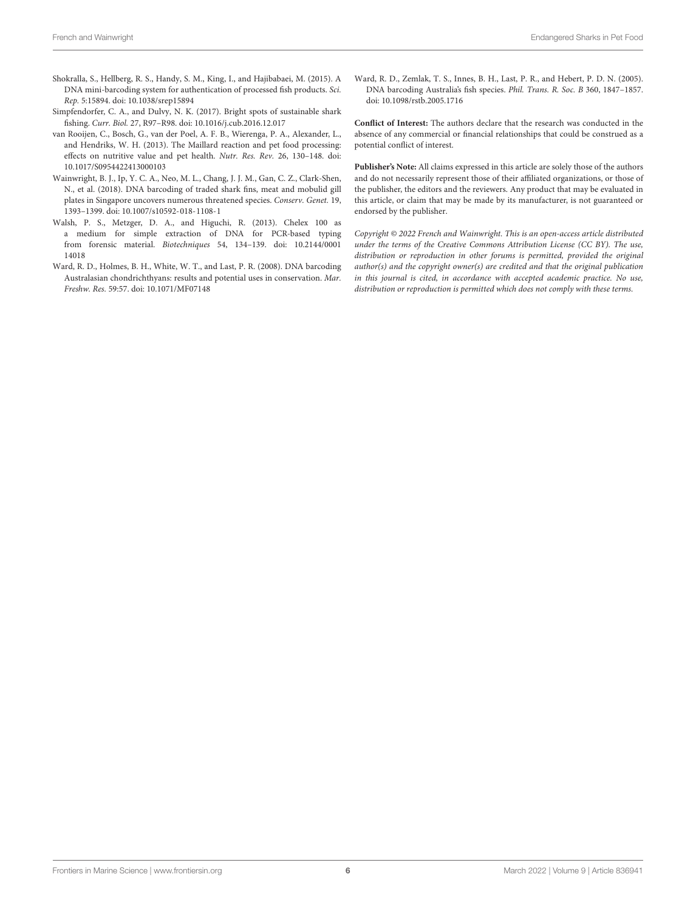Shokralla, S., Hellberg, R. S., Handy, S. M., King, I., and Hajibabaei, M. (2015). A DNA mini-barcoding system for authentication of processed fish products. *Sci. Rep.* 5:15894. doi: 10.1038/srep15894

Simpfendorfer, C. A., and Dulvy, N. K. (2017). Bright spots of sustainable shark fishing. *Curr. Biol.* 27, R97–R98. doi: 10.1016/j.cub.2016.12.017

van Rooijen, C., Bosch, G., van der Poel, A. F. B., Wierenga, P. A., Alexander, L., and Hendriks, W. H. (2013). The Maillard reaction and pet food processing: effects on nutritive value and pet health. *Nutr. Res. Rev.* 26, 130–148. doi: 10.1017/S0954422413000103

Wainwright, B. J., Ip, Y. C. A., Neo, M. L., Chang, J. J. M., Gan, C. Z., Clark-Shen, N., et al. (2018). DNA barcoding of traded shark fins, meat and mobulid gill plates in Singapore uncovers numerous threatened species. *Conserv. Genet.* 19, 1393–1399. doi: 10.1007/s10592-018-1108-1

Walsh, P. S., Metzger, D. A., and Higuchi, R. (2013). Chelex 100 as a medium for simple extraction of DNA for PCR-based typing from forensic material. *Biotechniques* 54, 134–139. doi: 10.2144/000114018

Ward, R. D., Holmes, B. H., White, W. T., and Last, P. R. (2008). DNA barcoding Australasian chondrichthyans: results and potential uses in conservation. *Mar. Freshw. Res.* 59:57. doi: 10.1071/MF07148

Ward, R. D., Zemlak, T. S., Innes, B. H., Last, P. R., and Hebert, P. D. N. (2005). DNA barcoding Australia's fish species. *Phil. Trans. R. Soc. B* 360, 1847–1857. doi: 10.1098/rstb.2005.1716

**Conflict of Interest:** The authors declare that the research was conducted in the absence of any commercial or financial relationships that could be construed as a potential conflict of interest.

**Publisher's Note:** All claims expressed in this article are solely those of the authors and do not necessarily represent those of their affiliated organizations, or those of the publisher, the editors and the reviewers. Any product that may be evaluated in this article, or claim that may be made by its manufacturer, is not guaranteed or endorsed by the publisher.

*Copyright © 2022 French and Wainwright. This is an open-access article distributed under the terms of the Creative Commons Attribution License (CC BY). The use, distribution or reproduction in other forums is permitted, provided the original author(s) and the copyright owner(s) are credited and that the original publication in this journal is cited, in accordance with accepted academic practice. No use, distribution or reproduction is permitted which does not comply with these terms.*